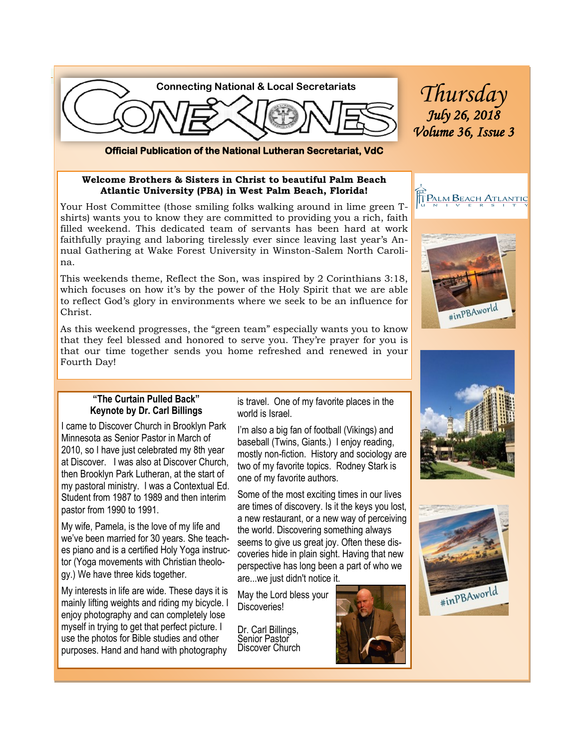# CONEXIONES

**Connecting National & Local Secretariats**

**Official Publication of the National Lutheran Secretariat, VdC**

*Thursday*
*July 26, 2018*
*Volume 36, Issue 3*

**Welcome Brothers & Sisters in Christ to beautiful Palm Beach Atlantic University (PBA) in West Palm Beach, Florida!**

Your Host Committee (those smiling folks walking around in lime green T-shirts) wants you to know they are committed to providing you a rich, faith filled weekend. This dedicated team of servants has been hard at work faithfully praying and laboring tirelessly ever since leaving last year's Annual Gathering at Wake Forest University in Winston-Salem North Carolina.

This weekends theme, Reflect the Son, was inspired by 2 Corinthians 3:18, which focuses on how it's by the power of the Holy Spirit that we are able to reflect God's glory in environments where we seek to be an influence for Christ.

As this weekend progresses, the "green team" especially wants you to know that they feel blessed and honored to serve you. They're prayer for you is that our time together sends you home refreshed and renewed in your Fourth Day!

## "The Curtain Pulled Back" Keynote by Dr. Carl Billings

I came to Discover Church in Brooklyn Park Minnesota as Senior Pastor in March of 2010, so I have just celebrated my 8th year at Discover. I was also at Discover Church, then Brooklyn Park Lutheran, at the start of my pastoral ministry. I was a Contextual Ed. Student from 1987 to 1989 and then interim pastor from 1990 to 1991.

My wife, Pamela, is the love of my life and we've been married for 30 years. She teaches piano and is a certified Holy Yoga instructor (Yoga movements with Christian theology.) We have three kids together.

My interests in life are wide. These days it is mainly lifting weights and riding my bicycle. I enjoy photography and can completely lose myself in trying to get that perfect picture. I use the photos for Bible studies and other purposes. Hand and hand with photography is travel. One of my favorite places in the world is Israel.

I'm also a big fan of football (Vikings) and baseball (Twins, Giants.) I enjoy reading, mostly non-fiction. History and sociology are two of my favorite topics. Rodney Stark is one of my favorite authors.

Some of the most exciting times in our lives are times of discovery. Is it the keys you lost, a new restaurant, or a new way of perceiving the world. Discovering something always seems to give us great joy. Often these discoveries hide in plain sight. Having that new perspective has long been a part of who we are...we just didn't notice it.

May the Lord bless your Discoveries!

Dr. Carl Billings,
Senior Pastor
Discover Church

Palm Beach Atlantic University

#inPBAworld

#inPBAworld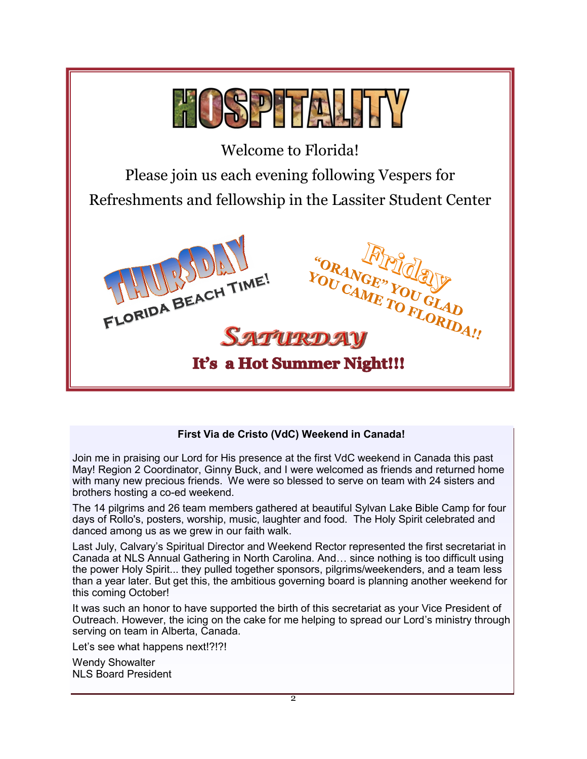# HOSPITALITY

Welcome to Florida!

Please join us each evening following Vespers for

Refreshments and fellowship in the Lassiter Student Center

**THURSDAY**

**FLORIDA BEACH TIME!**

**Friday**

**"ORANGE" YOU GLAD YOU CAME TO FLORIDA!!**

**SATURDAY**

**It's a Hot Summer Night!!!**

---

**First Via de Cristo (VdC) Weekend in Canada!**

Join me in praising our Lord for His presence at the first VdC weekend in Canada this past May! Region 2 Coordinator, Ginny Buck, and I were welcomed as friends and returned home with many new precious friends. We were so blessed to serve on team with 24 sisters and brothers hosting a co-ed weekend.

The 14 pilgrims and 26 team members gathered at beautiful Sylvan Lake Bible Camp for four days of Rollo's, posters, worship, music, laughter and food. The Holy Spirit celebrated and danced among us as we grew in our faith walk.

Last July, Calvary's Spiritual Director and Weekend Rector represented the first secretariat in Canada at NLS Annual Gathering in North Carolina. And… since nothing is too difficult using the power Holy Spirit... they pulled together sponsors, pilgrims/weekenders, and a team less than a year later. But get this, the ambitious governing board is planning another weekend for this coming October!

It was such an honor to have supported the birth of this secretariat as your Vice President of Outreach. However, the icing on the cake for me helping to spread our Lord's ministry through serving on team in Alberta, Canada.

Let's see what happens next!?!?!

Wendy Showalter
NLS Board President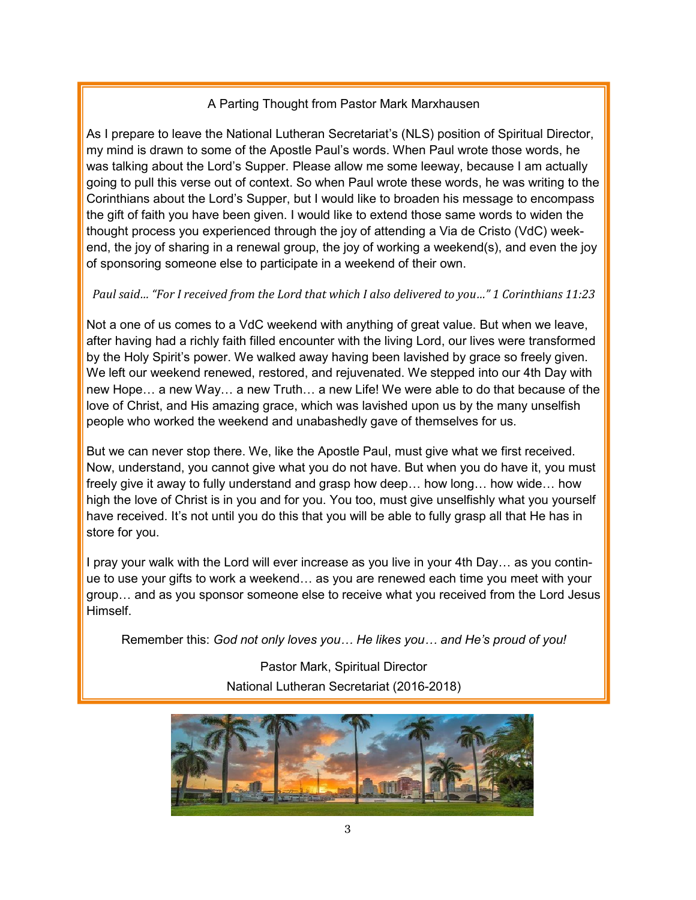## A Parting Thought from Pastor Mark Marxhausen

As I prepare to leave the National Lutheran Secretariat's (NLS) position of Spiritual Director, my mind is drawn to some of the Apostle Paul's words. When Paul wrote those words, he was talking about the Lord's Supper. Please allow me some leeway, because I am actually going to pull this verse out of context. So when Paul wrote these words, he was writing to the Corinthians about the Lord's Supper, but I would like to broaden his message to encompass the gift of faith you have been given. I would like to extend those same words to widen the thought process you experienced through the joy of attending a Via de Cristo (VdC) weekend, the joy of sharing in a renewal group, the joy of working a weekend(s), and even the joy of sponsoring someone else to participate in a weekend of their own.

*Paul said… "For I received from the Lord that which I also delivered to you…" 1 Corinthians 11:23*

Not a one of us comes to a VdC weekend with anything of great value. But when we leave, after having had a richly faith filled encounter with the living Lord, our lives were transformed by the Holy Spirit's power. We walked away having been lavished by grace so freely given. We left our weekend renewed, restored, and rejuvenated. We stepped into our 4th Day with new Hope… a new Way… a new Truth… a new Life! We were able to do that because of the love of Christ, and His amazing grace, which was lavished upon us by the many unselfish people who worked the weekend and unabashedly gave of themselves for us.

But we can never stop there. We, like the Apostle Paul, must give what we first received. Now, understand, you cannot give what you do not have. But when you do have it, you must freely give it away to fully understand and grasp how deep… how long… how wide… how high the love of Christ is in you and for you. You too, must give unselfishly what you yourself have received. It's not until you do this that you will be able to fully grasp all that He has in store for you.

I pray your walk with the Lord will ever increase as you live in your 4th Day… as you continue to use your gifts to work a weekend… as you are renewed each time you meet with your group… and as you sponsor someone else to receive what you received from the Lord Jesus Himself.

Remember this: *God not only loves you… He likes you… and He's proud of you!*

Pastor Mark, Spiritual Director
National Lutheran Secretariat (2016-2018)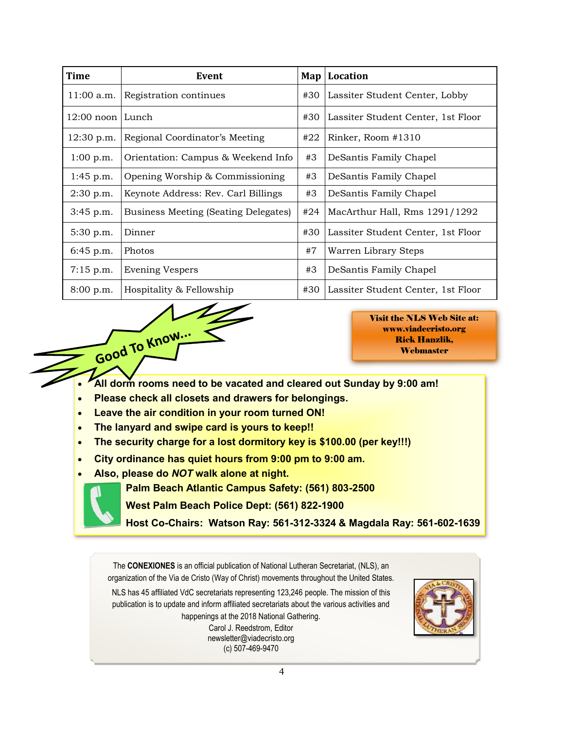| Time | Event | Map | Location |
|---|---|---|---|
| 11:00 a.m. | Registration continues | #30 | Lassiter Student Center, Lobby |
| 12:00 noon | Lunch | #30 | Lassiter Student Center, 1st Floor |
| 12:30 p.m. | Regional Coordinator's Meeting | #22 | Rinker, Room #1310 |
| 1:00 p.m. | Orientation: Campus & Weekend Info | #3 | DeSantis Family Chapel |
| 1:45 p.m. | Opening Worship & Commissioning | #3 | DeSantis Family Chapel |
| 2:30 p.m. | Keynote Address: Rev. Carl Billings | #3 | DeSantis Family Chapel |
| 3:45 p.m. | Business Meeting (Seating Delegates) | #24 | MacArthur Hall, Rms 1291/1292 |
| 5:30 p.m. | Dinner | #30 | Lassiter Student Center, 1st Floor |
| 6:45 p.m. | Photos | #7 | Warren Library Steps |
| 7:15 p.m. | Evening Vespers | #3 | DeSantis Family Chapel |
| 8:00 p.m. | Hospitality & Fellowship | #30 | Lassiter Student Center, 1st Floor |

**Visit the NLS Web Site at:**
**www.viadecristo.org**
**Rick Hanzlik,**
**Webmaster**

## Good To Know...

- **All dorm rooms need to be vacated and cleared out Sunday by 9:00 am!**
- **Please check all closets and drawers for belongings.**
- **Leave the air condition in your room turned ON!**
- **The lanyard and swipe card is yours to keep!!**
- **The security charge for a lost dormitory key is $100.00 (per key!!!)**
- **City ordinance has quiet hours from 9:00 pm to 9:00 am.**
- **Also, please do *NOT* walk alone at night.**

**Palm Beach Atlantic Campus Safety: (561) 803-2500**

**West Palm Beach Police Dept: (561) 822-1900**

**Host Co-Chairs: Watson Ray: 561-312-3324 & Magdala Ray: 561-602-1639**

The **CONEXIONES** is an official publication of National Lutheran Secretariat, (NLS), an organization of the Via de Cristo (Way of Christ) movements throughout the United States. NLS has 45 affiliated VdC secretariats representing 123,246 people. The mission of this publication is to update and inform affiliated secretariats about the various activities and happenings at the 2018 National Gathering.

Carol J. Reedstrom, Editor
newsletter@viadecristo.org
(c) 507-469-9470